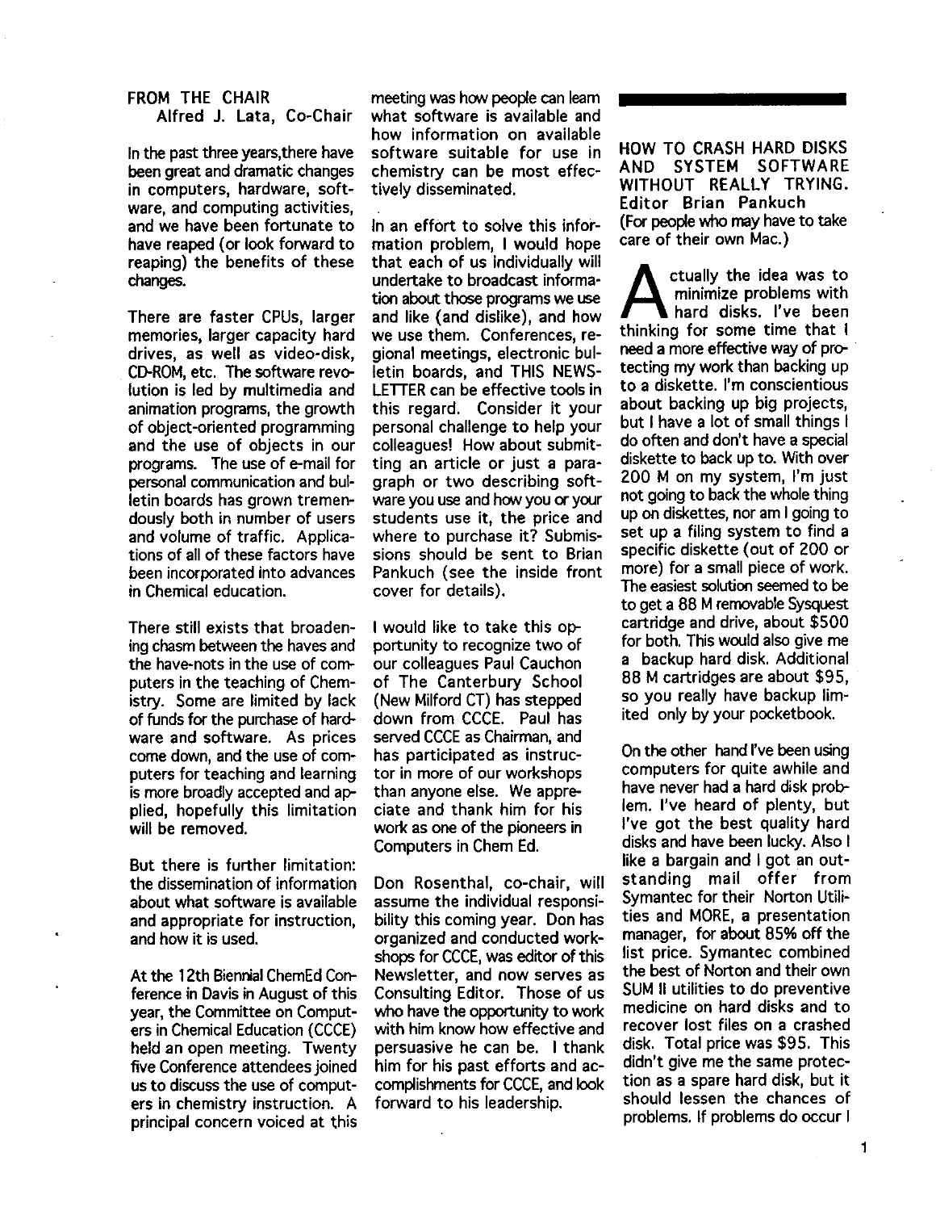## FROM THE CHAIR

Alfred J. Lata, Co-Chair

In the past three years, there have been great and dramatic changes in computers, hardware, software, and computing activities, and we have been fortunate to have reaped (or look forward to reaping) the benefits of these changes.

There are faster CPUs, larger memories, larger capacity hard drives, as well as video-disk, CD-ROM, etc. The software revolution is led by multimedia and animation programs, the growth of object-oriented programming and the use of objects in our programs. The use of e-mail for personal communication and bulletin boards has grown tremendously both in number of users and volume of traffic. Applications of all of these factors have been incorporated into advances in Chemical education.

There still exists that broadening chasm between the haves and the have-nots in the use of computers in the teaching of Chemistry. Some are limited by lack of funds for the purchase of hardware and software. As prices come down, and the use of computers for teaching and learning is more broadly accepted and applied, hopefully this limitation will be removed.

But there is further limitation: the dissemination of information about what software is available and appropriate for instruction, and how it is used.

At the 12th Biennial ChemEd Conference in Davis in August of this year, the Committee on Computers in Chemical Education (CCCE) held an open meeting. Twenty five Conference attendees joined us to discuss the use of computers in chemistry instruction. A principal concern voiced at this meeting was how people can learn what software is available and how information on available software suitable for use in chemistry can be most effectively disseminated.

In an effort to solve this information problem, I would hope that each of us individually will undertake to broadcast information about those programs we use and like (and dislike), and how we use them. Conferences, regional meetings, electronic bulletin boards, and THIS NEWSLETTER can be effective tools in this regard. Consider it your personal challenge to help your colleagues! How about submitting an article or just a paragraph or two describing software you use and how you or your students use it, the price and where to purchase it? Submissions should be sent to Brian Pankuch (see the inside front cover for details).

I would like to take this opportunity to recognize two of our colleagues Paul Cauchon of The Canterbury School (New Milford CT) has stepped down from CCCE. Paul has served CCCE as Chairman, and has participated as instructor in more of our workshops than anyone else. We appreciate and thank him for his work as one of the pioneers in Computers in Chem Ed.

Don Rosenthal, co-chair, will assume the individual responsibility this coming year. Don has organized and conducted workshops for CCCE, was editor of this Newsletter, and now serves as Consulting Editor. Those of us who have the opportunity to work with him know how effective and persuasive he can be. I thank him for his past efforts and accomplishments for CCCE, and look forward to his leadership.

## HOW TO CRASH HARD DISKS AND SYSTEM SOFTWARE WITHOUT REALLY TRYING.

Editor Brian Pankuch

(For people who may have to take care of their own Mac.)

Actually the idea was to minimize problems with hard disks. I've been thinking for some time that I need a more effective way of protecting my work than backing up to a diskette. I'm conscientious about backing up big projects, but I have a lot of small things I do often and don't have a special diskette to back up to. With over 200 M on my system, I'm just not going to back the whole thing up on diskettes, nor am I going to set up a filing system to find a specific diskette (out of 200 or more) for a small piece of work. The easiest solution seemed to be to get a 88 M removable Sysquest cartridge and drive, about $500 for both. This would also give me a backup hard disk. Additional 88 M cartridges are about $95, so you really have backup limited only by your pocketbook.

On the other hand I've been using computers for quite awhile and have never had a hard disk problem. I've heard of plenty, but I've got the best quality hard disks and have been lucky. Also I like a bargain and I got an outstanding mail offer from Symantec for their Norton Utilities and MORE, a presentation manager, for about 85% off the list price. Symantec combined the best of Norton and their own SUM II utilities to do preventive medicine on hard disks and to recover lost files on a crashed disk. Total price was $95. This didn't give me the same protection as a spare hard disk, but it should lessen the chances of problems. If problems do occur I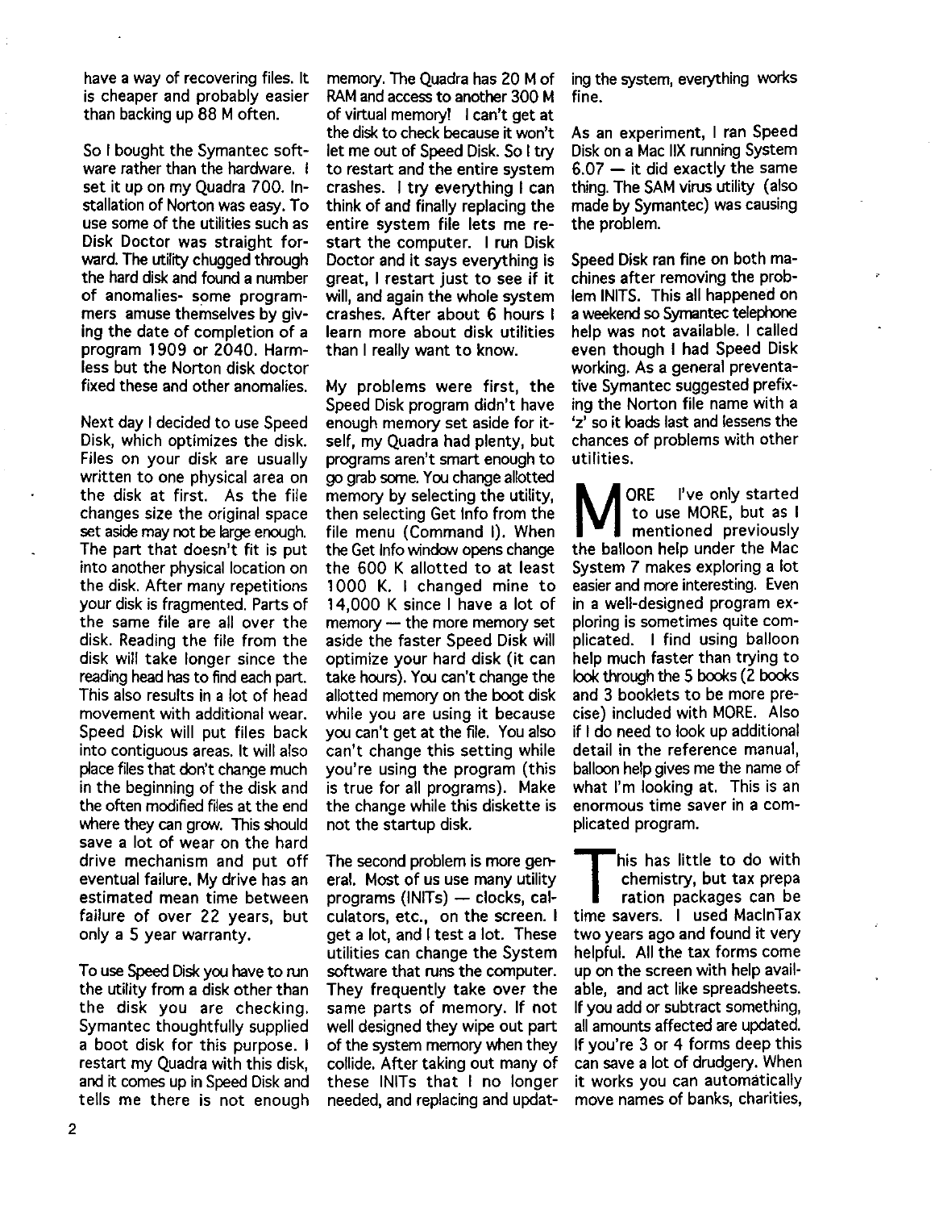have a way of recovering files. It is cheaper and probably easier than backing up 88 M often.

So I bought the Symantec software rather than the hardware. I set it up on my Quadra 700. Installation of Norton was easy. To use some of the utilities such as Disk Doctor was straight forward. The utility chugged through the hard disk and found a number of anomalies- some programmers amuse themselves by giving the date of completion of a program 1909 or 2040. Harmless but the Norton disk doctor fixed these and other anomalies.

Next day I decided to use Speed Disk, which optimizes the disk. Files on your disk are usually written to one physical area on the disk at first. As the file changes size the original space set aside may not be large enough. The part that doesn't fit is put into another physical location on the disk. After many repetitions your disk is fragmented. Parts of the same file are all over the disk. Reading the file from the disk will take longer since the reading head has to find each part. This also results in a lot of head movement with additional wear. Speed Disk will put files back into contiguous areas. It will also place files that don't change much in the beginning of the disk and the often modified files at the end where they can grow. This should save a lot of wear on the hard drive mechanism and put off eventual failure. My drive has an estimated mean time between failure of over 22 years, but only a 5 year warranty.

To use Speed Disk you have to run the utility from a disk other than the disk you are checking. Symantec thoughtfully supplied a boot disk for this purpose. I restart my Quadra with this disk, and it comes up in Speed Disk and tells me there is not enough memory. The Quadra has 20 M of RAM and access to another 300 M of virtual memory! I can't get at the disk to check because it won't let me out of Speed Disk. So I try to restart and the entire system crashes. I try everything I can think of and finally replacing the entire system file lets me restart the computer. I run Disk Doctor and it says everything is great, I restart just to see if it will, and again the whole system crashes. After about 6 hours I learn more about disk utilities than I really want to know.

My problems were first, the Speed Disk program didn't have enough memory set aside for itself, my Quadra had plenty, but programs aren't smart enough to go grab some. You change allotted memory by selecting the utility, then selecting Get Info from the file menu (Command I). When the Get Info window opens change the 600 K allotted to at least 1000 K. I changed mine to 14,000 K since I have a lot of memory — the more memory set aside the faster Speed Disk will optimize your hard disk (it can take hours). You can't change the allotted memory on the boot disk while you are using it because you can't get at the file. You also can't change this setting while you're using the program (this is true for all programs). Make the change while this diskette is not the startup disk.

The second problem is more general. Most of us use many utility programs (INITs) — clocks, calculators, etc., on the screen. I get a lot, and I test a lot. These utilities can change the System software that runs the computer. They frequently take over the same parts of memory. If not well designed they wipe out part of the system memory when they collide. After taking out many of these INITs that I no longer needed, and replacing and updating the system, everything works fine.

As an experiment, I ran Speed Disk on a Mac IIX running System 6.07 — it did exactly the same thing. The SAM virus utility (also made by Symantec) was causing the problem.

Speed Disk ran fine on both machines after removing the problem INITS. This all happened on a weekend so Symantec telephone help was not available. I called even though I had Speed Disk working. As a general preventative Symantec suggested prefixing the Norton file name with a 'z' so it loads last and lessens the chances of problems with other utilities.

MORE I've only started to use MORE, but as I mentioned previously the balloon help under the Mac System 7 makes exploring a lot easier and more interesting. Even in a well-designed program exploring is sometimes quite complicated. I find using balloon help much faster than trying to look through the 5 books (2 books and 3 booklets to be more precise) included with MORE. Also if I do need to look up additional detail in the reference manual, balloon help gives me the name of what I'm looking at. This is an enormous time saver in a complicated program.

This has little to do with chemistry, but tax preparation packages can be time savers. I used MacInTax two years ago and found it very helpful. All the tax forms come up on the screen with help available, and act like spreadsheets. If you add or subtract something, all amounts affected are updated. If you're 3 or 4 forms deep this can save a lot of drudgery. When it works you can automatically move names of banks, charities,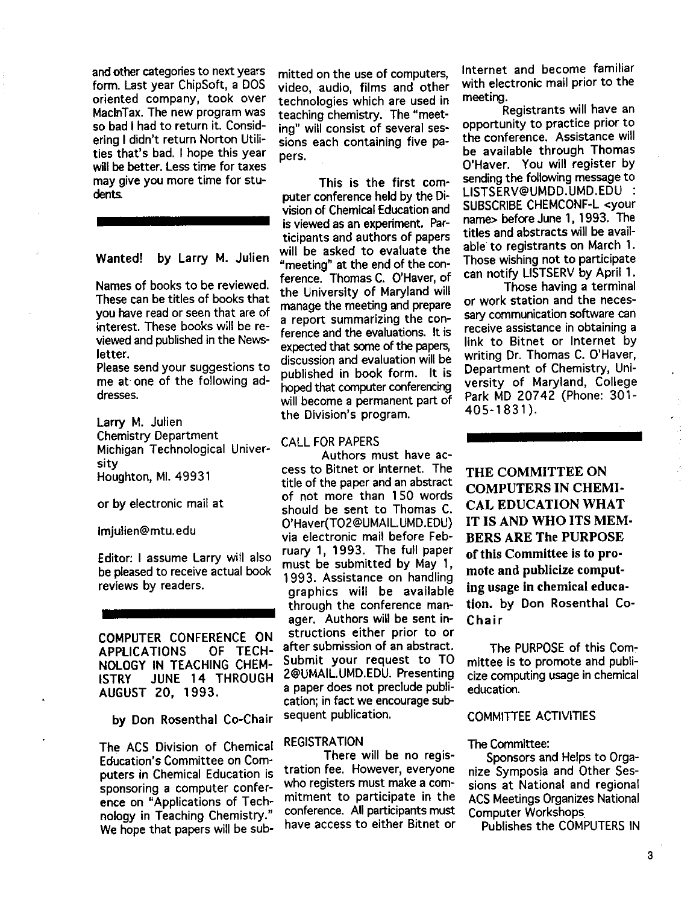and other categories to next years form. Last year ChipSoft, a DOS oriented company, took over MacInTax. The new program was so bad I had to return it. Considering I didn't return Norton Utilities that's bad. I hope this year will be better. Less time for taxes may give you more time for students.

---

**Wanted! by Larry M. Julien**

Names of books to be reviewed. These can be titles of books that you have read or seen that are of interest. These books will be reviewed and published in the Newsletter.

Please send your suggestions to me at one of the following addresses.

Larry M. Julien
Chemistry Department
Michigan Technological University
Houghton, MI. 49931

or by electronic mail at

lmjulien@mtu.edu

Editor: I assume Larry will also be pleased to receive actual book reviews by readers.

---

## COMPUTER CONFERENCE ON APPLICATIONS OF TECHNOLOGY IN TEACHING CHEMISTRY JUNE 14 THROUGH AUGUST 20, 1993.

**by Don Rosenthal Co-Chair**

The ACS Division of Chemical Education's Committee on Computers in Chemical Education is sponsoring a computer conference on "Applications of Technology in Teaching Chemistry." We hope that papers will be submitted on the use of computers, video, audio, films and other technologies which are used in teaching chemistry. The "meeting" will consist of several sessions each containing five papers.

This is the first computer conference held by the Division of Chemical Education and is viewed as an experiment. Participants and authors of papers will be asked to evaluate the "meeting" at the end of the conference. Thomas C. O'Haver, of the University of Maryland will manage the meeting and prepare a report summarizing the conference and the evaluations. It is expected that some of the papers, discussion and evaluation will be published in book form. It is hoped that computer conferencing will become a permanent part of the Division's program.

### CALL FOR PAPERS

Authors must have access to Bitnet or Internet. The title of the paper and an abstract of not more than 150 words should be sent to Thomas C. O'Haver(TO2@UMAIL.UMD.EDU) via electronic mail before February 1, 1993. The full paper must be submitted by May 1, 1993. Assistance on handling graphics will be available through the conference manager. Authors will be sent instructions either prior to or after submission of an abstract. Submit your request to TO 2@UMAIL.UMD.EDU. Presenting a paper does not preclude publication; in fact we encourage subsequent publication.

### REGISTRATION

There will be no registration fee. However, everyone who registers must make a commitment to participate in the conference. All participants must have access to either Bitnet or Internet and become familiar with electronic mail prior to the meeting.

Registrants will have an opportunity to practice prior to the conference. Assistance will be available through Thomas O'Haver. You will register by sending the following message to LISTSERV@UMDD.UMD.EDU : SUBSCRIBE CHEMCONF-L <your name> before June 1, 1993. The titles and abstracts will be available to registrants on March 1. Those wishing not to participate can notify LISTSERV by April 1.

Those having a terminal or work station and the necessary communication software can receive assistance in obtaining a link to Bitnet or Internet by writing Dr. Thomas C. O'Haver, Department of Chemistry, University of Maryland, College Park MD 20742 (Phone: 301-405-1831).

---

## THE COMMITTEE ON COMPUTERS IN CHEMICAL EDUCATION WHAT IT IS AND WHO ITS MEMBERS ARE The PURPOSE of this Committee is to promote and publicize computing usage in chemical education. by Don Rosenthal Co-Chair

The PURPOSE of this Committee is to promote and publicize computing usage in chemical education.

### COMMITTEE ACTIVITIES

The Committee:

Sponsors and Helps to Organize Symposia and Other Sessions at National and regional ACS Meetings Organizes National Computer Workshops

Publishes the COMPUTERS IN